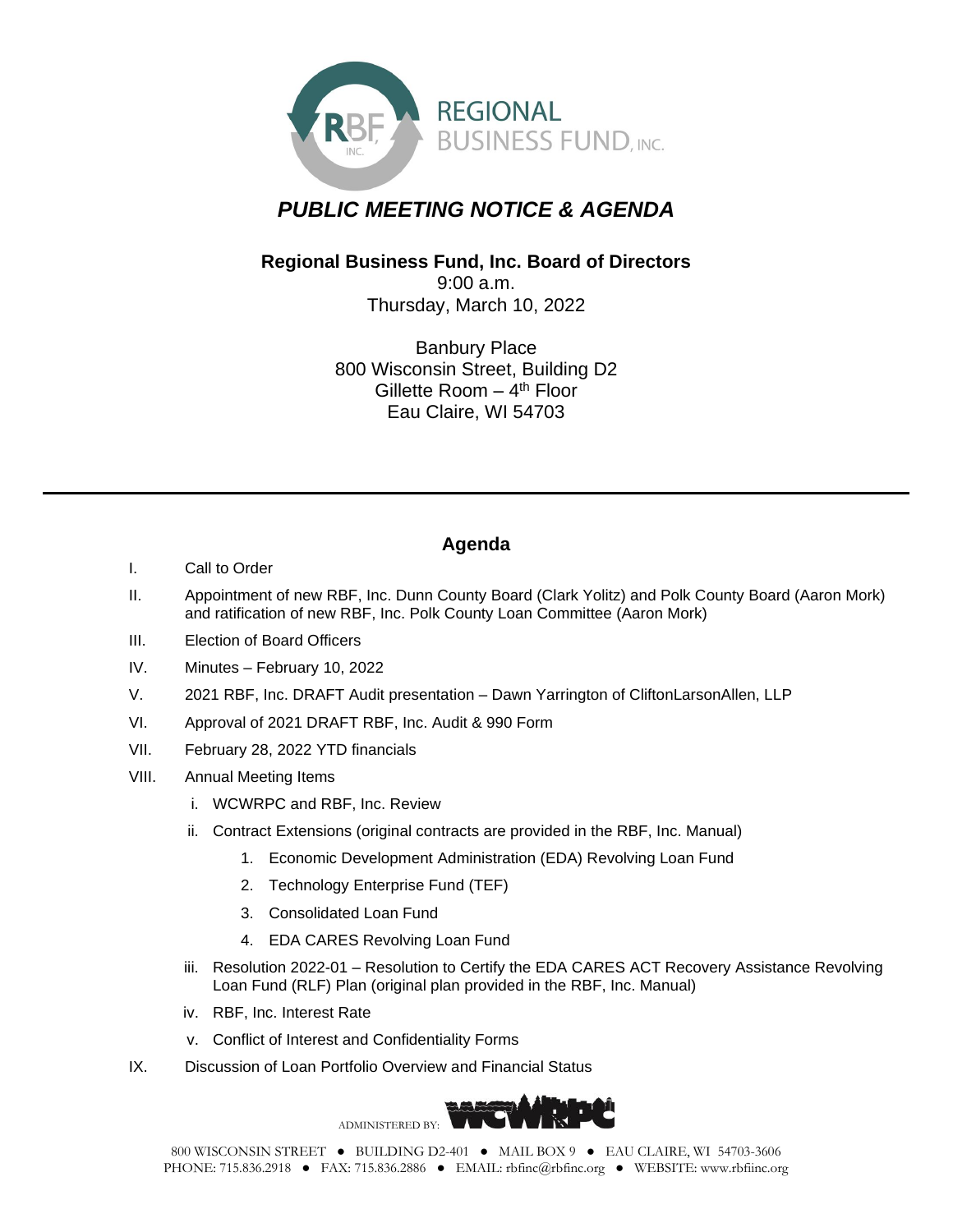REGIONAL BUSINESS FUND, INC.

# *PUBLIC MEETING NOTICE & AGENDA*

**Regional Business Fund, Inc. Board of Directors**
9:00 a.m.
Thursday, March 10, 2022

Banbury Place
800 Wisconsin Street, Building D2
Gillette Room – 4th Floor
Eau Claire, WI 54703

---

## Agenda

I. Call to Order

II. Appointment of new RBF, Inc. Dunn County Board (Clark Yolitz) and Polk County Board (Aaron Mork) and ratification of new RBF, Inc. Polk County Loan Committee (Aaron Mork)

III. Election of Board Officers

IV. Minutes – February 10, 2022

V. 2021 RBF, Inc. DRAFT Audit presentation – Dawn Yarrington of CliftonLarsonAllen, LLP

VI. Approval of 2021 DRAFT RBF, Inc. Audit & 990 Form

VII. February 28, 2022 YTD financials

VIII. Annual Meeting Items
   i. WCWRPC and RBF, Inc. Review
   ii. Contract Extensions (original contracts are provided in the RBF, Inc. Manual)
      1. Economic Development Administration (EDA) Revolving Loan Fund
      2. Technology Enterprise Fund (TEF)
      3. Consolidated Loan Fund
      4. EDA CARES Revolving Loan Fund
   iii. Resolution 2022-01 – Resolution to Certify the EDA CARES ACT Recovery Assistance Revolving Loan Fund (RLF) Plan (original plan provided in the RBF, Inc. Manual)
   iv. RBF, Inc. Interest Rate
   v. Conflict of Interest and Confidentiality Forms

IX. Discussion of Loan Portfolio Overview and Financial Status

ADMINISTERED BY: WCWRPC

800 WISCONSIN STREET ● BUILDING D2-401 ● MAIL BOX 9 ● EAU CLAIRE, WI 54703-3606
PHONE: 715.836.2918 ● FAX: 715.836.2886 ● EMAIL: rbfinc@rbfinc.org ● WEBSITE: www.rbfiinc.org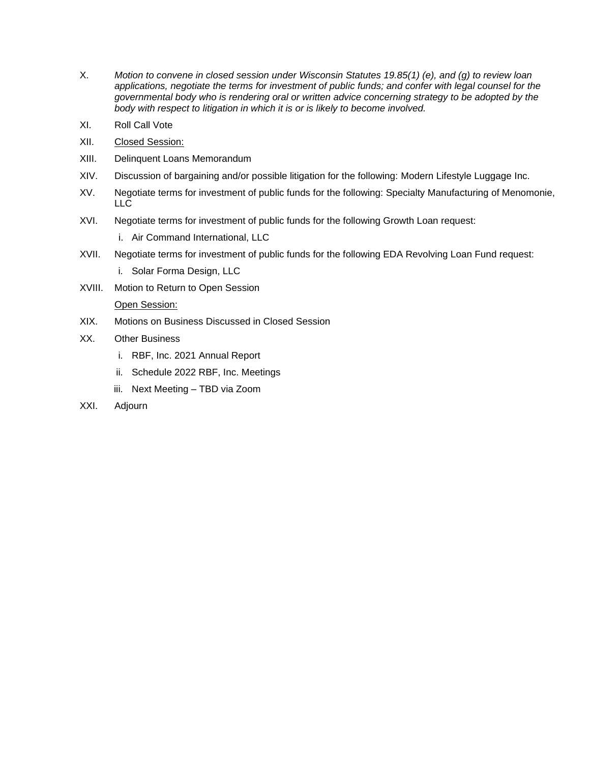X. *Motion to convene in closed session under Wisconsin Statutes 19.85(1) (e), and (g) to review loan applications, negotiate the terms for investment of public funds; and confer with legal counsel for the governmental body who is rendering oral or written advice concerning strategy to be adopted by the body with respect to litigation in which it is or is likely to become involved.*

XI. Roll Call Vote

XII. <u>Closed Session:</u>

XIII. Delinquent Loans Memorandum

XIV. Discussion of bargaining and/or possible litigation for the following: Modern Lifestyle Luggage Inc.

XV. Negotiate terms for investment of public funds for the following: Specialty Manufacturing of Menomonie, LLC

XVI. Negotiate terms for investment of public funds for the following Growth Loan request:

- i. Air Command International, LLC

XVII. Negotiate terms for investment of public funds for the following EDA Revolving Loan Fund request:

- i. Solar Forma Design, LLC

XVIII. Motion to Return to Open Session

<u>Open Session:</u>

XIX. Motions on Business Discussed in Closed Session

XX. Other Business

- i. RBF, Inc. 2021 Annual Report
- ii. Schedule 2022 RBF, Inc. Meetings
- iii. Next Meeting – TBD via Zoom

XXI. Adjourn